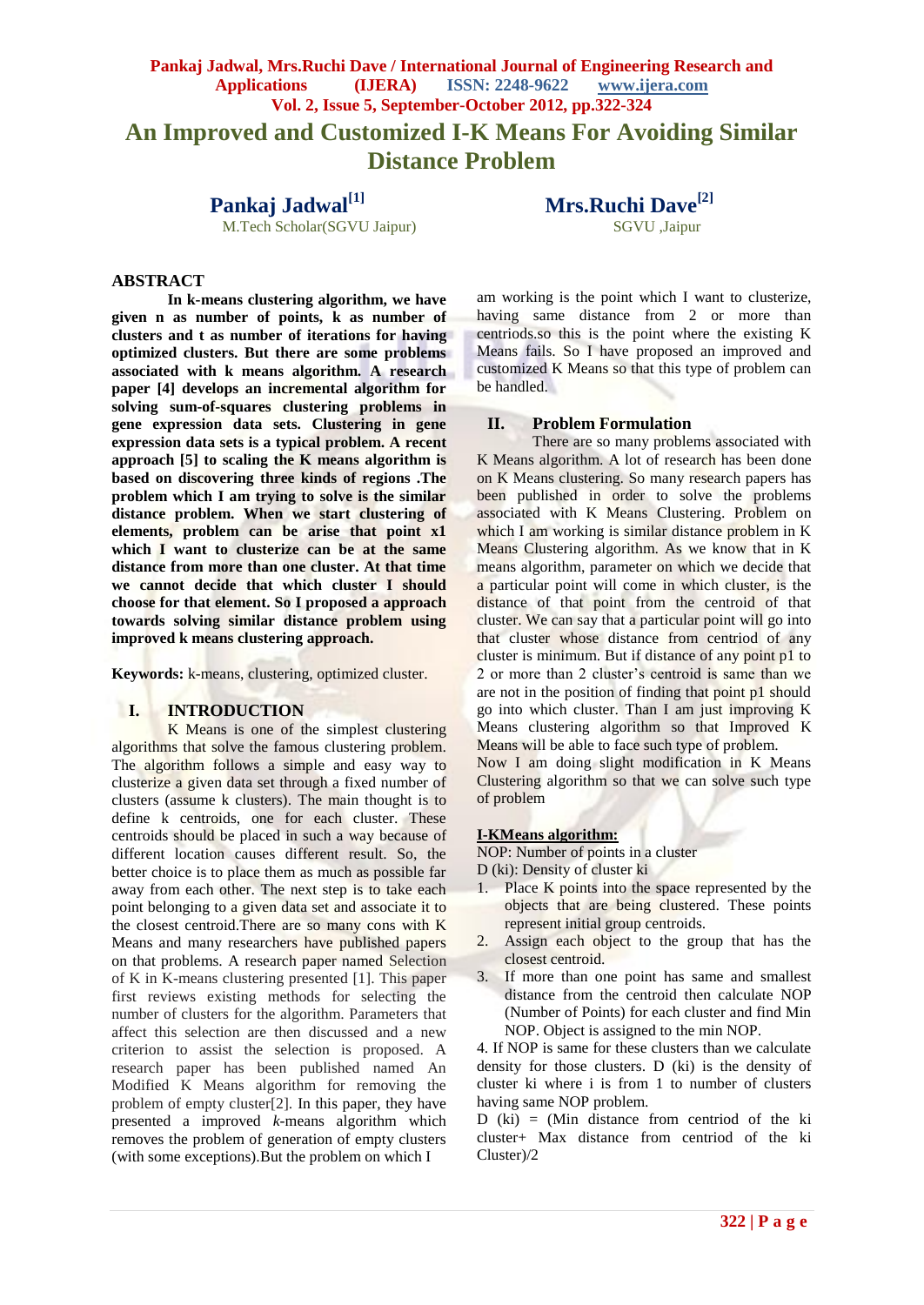# An Improved and Customized I-K Means For Avoiding Similar Distance Problem

**Pankaj Jadwal[1]**
M.Tech Scholar(SGVU Jaipur)

**Mrs.Ruchi Dave[2]**
SGVU ,Jaipur

## ABSTRACT

**In k-means clustering algorithm, we have given n as number of points, k as number of clusters and t as number of iterations for having optimized clusters. But there are some problems associated with k means algorithm. A research paper [4] develops an incremental algorithm for solving sum-of-squares clustering problems in gene expression data sets. Clustering in gene expression data sets is a typical problem. A recent approach [5] to scaling the K means algorithm is based on discovering three kinds of regions .The problem which I am trying to solve is the similar distance problem. When we start clustering of elements, problem can be arise that point x1 which I want to clusterize can be at the same distance from more than one cluster. At that time we cannot decide that which cluster I should choose for that element. So I proposed a approach towards solving similar distance problem using improved k means clustering approach.**

**Keywords:** k-means, clustering, optimized cluster.

## I. INTRODUCTION

K Means is one of the simplest clustering algorithms that solve the famous clustering problem. The algorithm follows a simple and easy way to clusterize a given data set through a fixed number of clusters (assume k clusters). The main thought is to define k centroids, one for each cluster. These centroids should be placed in such a way because of different location causes different result. So, the better choice is to place them as much as possible far away from each other. The next step is to take each point belonging to a given data set and associate it to the closest centroid.There are so many cons with K Means and many researchers have published papers on that problems. A research paper named Selection of K in K-means clustering presented [1]. This paper first reviews existing methods for selecting the number of clusters for the algorithm. Parameters that affect this selection are then discussed and a new criterion to assist the selection is proposed. A research paper has been published named An Modified K Means algorithm for removing the problem of empty cluster[2]. In this paper, they have presented a improved *k*-means algorithm which removes the problem of generation of empty clusters (with some exceptions).But the problem on which I am working is the point which I want to clusterize, having same distance from 2 or more than centriods.so this is the point where the existing K Means fails. So I have proposed an improved and customized K Means so that this type of problem can be handled.

## II. Problem Formulation

There are so many problems associated with K Means algorithm. A lot of research has been done on K Means clustering. So many research papers has been published in order to solve the problems associated with K Means Clustering. Problem on which I am working is similar distance problem in K Means Clustering algorithm. As we know that in K means algorithm, parameter on which we decide that a particular point will come in which cluster, is the distance of that point from the centroid of that cluster. We can say that a particular point will go into that cluster whose distance from centriod of any cluster is minimum. But if distance of any point p1 to 2 or more than 2 cluster's centroid is same than we are not in the position of finding that point p1 should go into which cluster. Than I am just improving K Means clustering algorithm so that Improved K Means will be able to face such type of problem.

Now I am doing slight modification in K Means Clustering algorithm so that we can solve such type of problem

**I-KMeans algorithm:**

NOP: Number of points in a cluster

D (ki): Density of cluster ki

1. Place K points into the space represented by the objects that are being clustered. These points represent initial group centroids.
2. Assign each object to the group that has the closest centroid.
3. If more than one point has same and smallest distance from the centroid then calculate NOP (Number of Points) for each cluster and find Min NOP. Object is assigned to the min NOP.

4. If NOP is same for these clusters than we calculate density for those clusters. D (ki) is the density of cluster ki where i is from 1 to number of clusters having same NOP problem.

D (ki) = (Min distance from centriod of the ki cluster+ Max distance from centriod of the ki Cluster)/2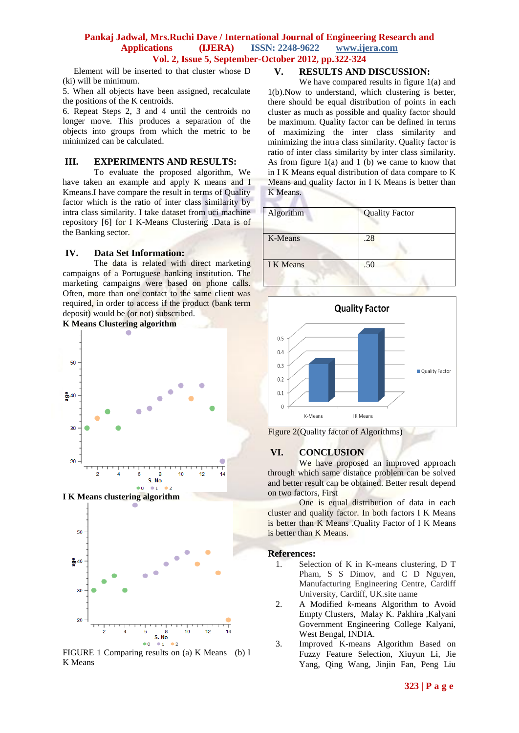Element will be inserted to that cluster whose D (ki) will be minimum.

5. When all objects have been assigned, recalculate the positions of the K centroids.

6. Repeat Steps 2, 3 and 4 until the centroids no longer move. This produces a separation of the objects into groups from which the metric to be minimized can be calculated.

## III. EXPERIMENTS AND RESULTS:

To evaluate the proposed algorithm, We have taken an example and apply K means and I Kmeans.I have compare the result in terms of Quality factor which is the ratio of inter class similarity by intra class similarity. I take dataset from uci machine repository [6] for I K-Means Clustering .Data is of the Banking sector.

## IV. Data Set Information:

The data is related with direct marketing campaigns of a Portuguese banking institution. The marketing campaigns were based on phone calls. Often, more than one contact to the same client was required, in order to access if the product (bank term deposit) would be (or not) subscribed.

**K Means Clustering algorithm**

**I K Means clustering algorithm**

FIGURE 1 Comparing results on (a) K Means (b) I K Means

## V. RESULTS AND DISCUSSION:

We have compared results in figure 1(a) and 1(b).Now to understand, which clustering is better, there should be equal distribution of points in each cluster as much as possible and quality factor should be maximum. Quality factor can be defined in terms of maximizing the inter class similarity and minimizing the intra class similarity. Quality factor is ratio of inter class similarity by inter class similarity. As from figure 1(a) and 1 (b) we came to know that in I K Means equal distribution of data compare to K Means and quality factor in I K Means is better than K Means.

| Algorithm | Quality Factor |
|---|---|
| K-Means | .28 |
| I K Means | .50 |

Figure 2(Quality factor of Algorithms)

## VI. CONCLUSION

We have proposed an improved approach through which same distance problem can be solved and better result can be obtained. Better result depend on two factors, First

One is equal distribution of data in each cluster and quality factor. In both factors I K Means is better than K Means .Quality Factor of I K Means is better than K Means.

## References:

1. Selection of K in K-means clustering, D T Pham, S S Dimov, and C D Nguyen, Manufacturing Engineering Centre, Cardiff University, Cardiff, UK.site name
2. A Modified *k*-means Algorithm to Avoid Empty Clusters, Malay K. Pakhira ,Kalyani Government Engineering College Kalyani, West Bengal, INDIA.
3. Improved K-means Algorithm Based on Fuzzy Feature Selection, Xiuyun Li, Jie Yang, Qing Wang, Jinjin Fan, Peng Liu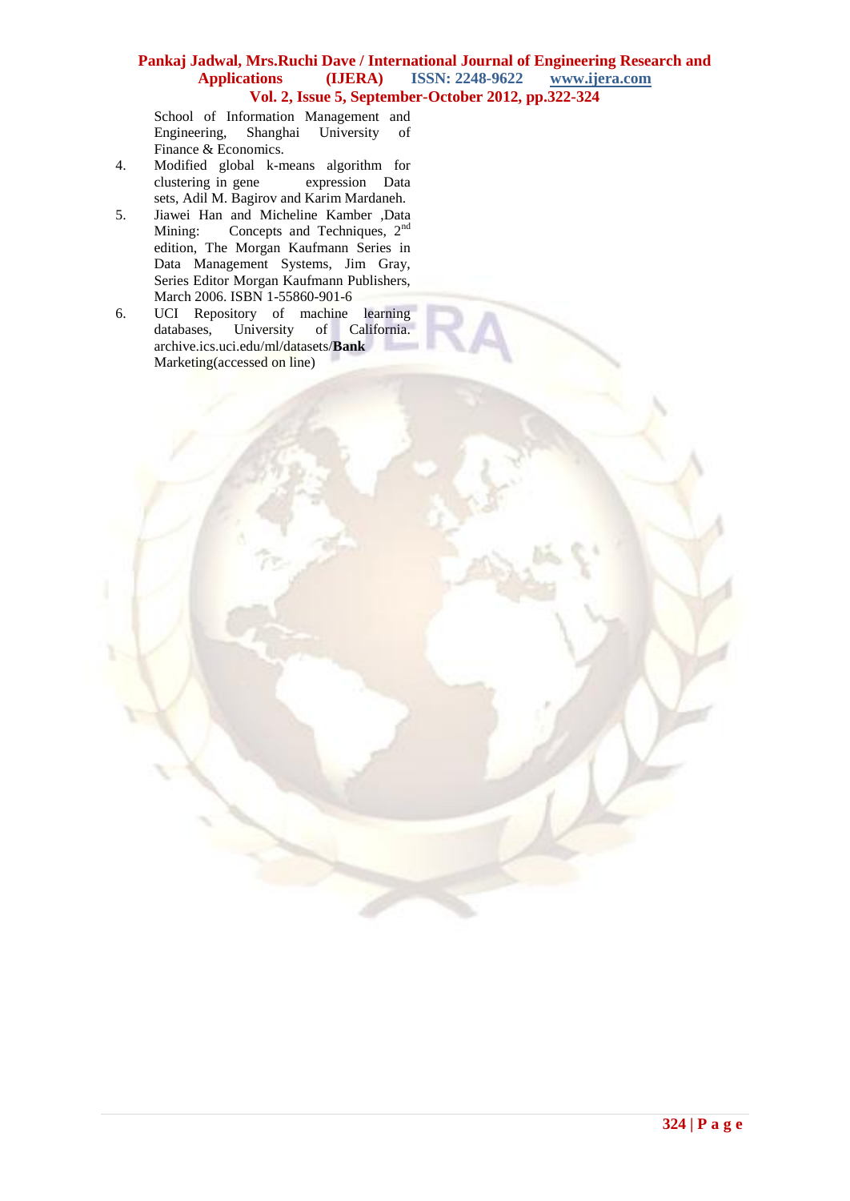School of Information Management and Engineering, Shanghai University of Finance & Economics.

4. Modified global k-means algorithm for clustering in gene expression Data sets, Adil M. Bagirov and Karim Mardaneh.
5. Jiawei Han and Micheline Kamber ,Data Mining: Concepts and Techniques, 2nd edition, The Morgan Kaufmann Series in Data Management Systems, Jim Gray, Series Editor Morgan Kaufmann Publishers, March 2006. ISBN 1-55860-901-6
6. UCI Repository of machine learning databases, University of California. archive.ics.uci.edu/ml/datasets/**Bank** Marketing(accessed on line)